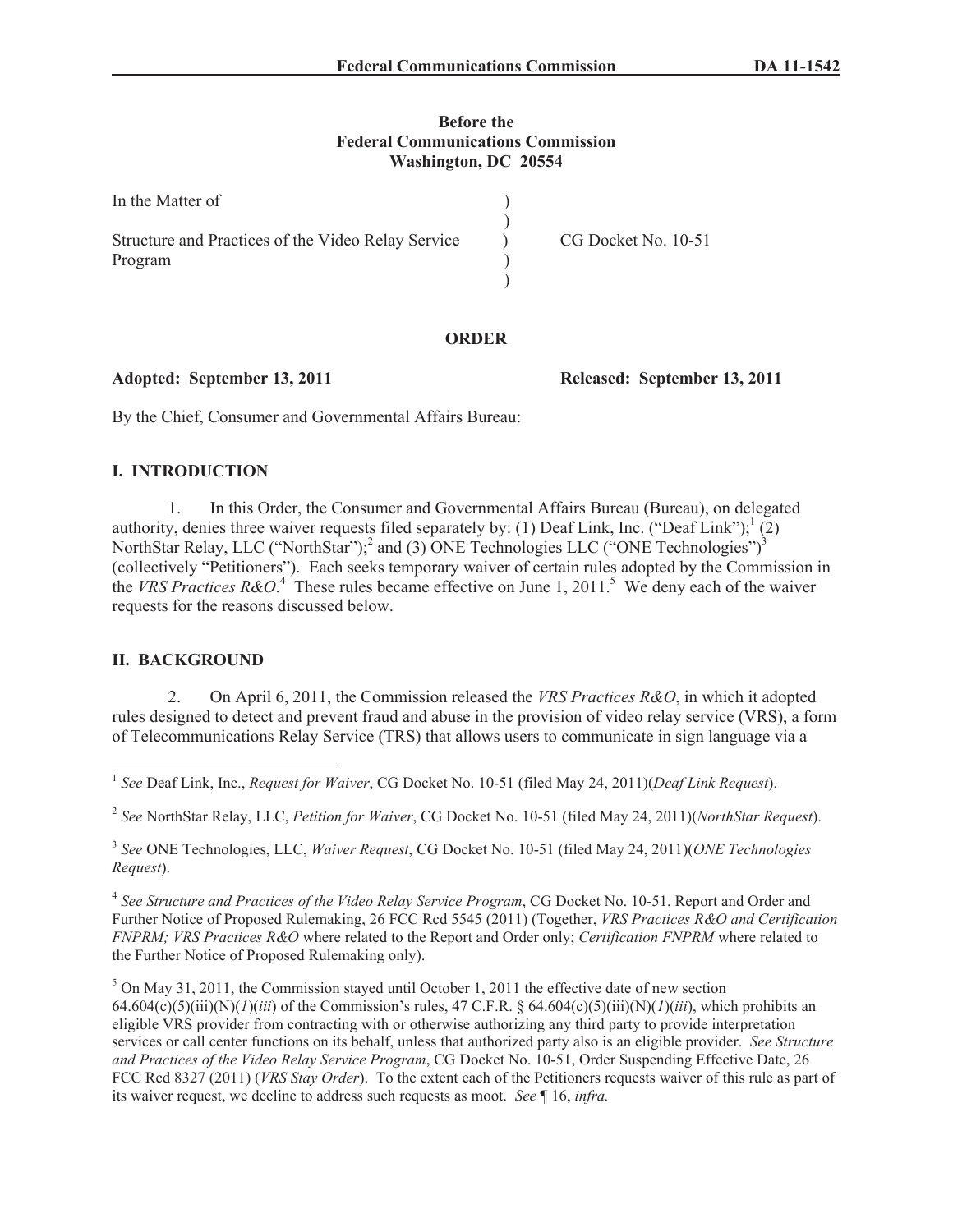**Before the**
**Federal Communications Commission**
**Washington, DC 20554**

| | | |
|---|---|---|
| In the Matter of | ) | |
| | ) | |
| Structure and Practices of the Video Relay Service Program | ) | CG Docket No. 10-51 |
| | ) | |
| | ) | |

## ORDER

**Adopted: September 13, 2011** **Released: September 13, 2011**

By the Chief, Consumer and Governmental Affairs Bureau:

## I. INTRODUCTION

1. In this Order, the Consumer and Governmental Affairs Bureau (Bureau), on delegated authority, denies three waiver requests filed separately by: (1) Deaf Link, Inc. ("Deaf Link");[1] (2) NorthStar Relay, LLC ("NorthStar");[2] and (3) ONE Technologies LLC ("ONE Technologies")[3] (collectively "Petitioners"). Each seeks temporary waiver of certain rules adopted by the Commission in the *VRS Practices R&O*.[4] These rules became effective on June 1, 2011.[5] We deny each of the waiver requests for the reasons discussed below.

## II. BACKGROUND

2. On April 6, 2011, the Commission released the *VRS Practices R&O*, in which it adopted rules designed to detect and prevent fraud and abuse in the provision of video relay service (VRS), a form of Telecommunications Relay Service (TRS) that allows users to communicate in sign language via a

---

[1] *See* Deaf Link, Inc., *Request for Waiver*, CG Docket No. 10-51 (filed May 24, 2011)(*Deaf Link Request*).

[2] *See* NorthStar Relay, LLC, *Petition for Waiver*, CG Docket No. 10-51 (filed May 24, 2011)(*NorthStar Request*).

[3] *See* ONE Technologies, LLC, *Waiver Request*, CG Docket No. 10-51 (filed May 24, 2011)(*ONE Technologies Request*).

[4] *See Structure and Practices of the Video Relay Service Program*, CG Docket No. 10-51, Report and Order and Further Notice of Proposed Rulemaking, 26 FCC Rcd 5545 (2011) (Together, *VRS Practices R&O and Certification FNPRM; VRS Practices R&O* where related to the Report and Order only; *Certification FNPRM* where related to the Further Notice of Proposed Rulemaking only).

[5] On May 31, 2011, the Commission stayed until October 1, 2011 the effective date of new section 64.604(c)(5)(iii)(N)(*1*)(*iii*) of the Commission's rules, 47 C.F.R. § 64.604(c)(5)(iii)(N)(*1*)(*iii*), which prohibits an eligible VRS provider from contracting with or otherwise authorizing any third party to provide interpretation services or call center functions on its behalf, unless that authorized party also is an eligible provider. *See Structure and Practices of the Video Relay Service Program*, CG Docket No. 10-51, Order Suspending Effective Date, 26 FCC Rcd 8327 (2011) (*VRS Stay Order*). To the extent each of the Petitioners requests waiver of this rule as part of its waiver request, we decline to address such requests as moot. *See* ¶ 16, *infra.*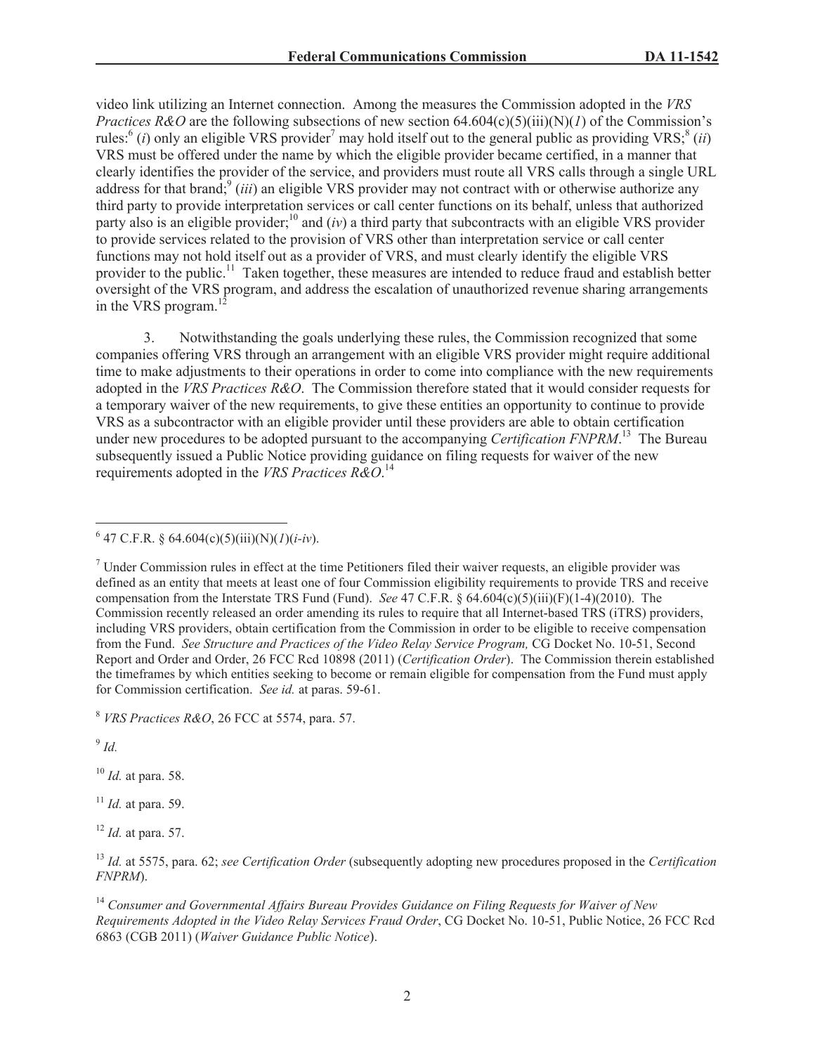video link utilizing an Internet connection. Among the measures the Commission adopted in the *VRS Practices R&O* are the following subsections of new section 64.604(c)(5)(iii)(N)(*1*) of the Commission's rules:[6] (*i*) only an eligible VRS provider[7] may hold itself out to the general public as providing VRS;[8] (*ii*) VRS must be offered under the name by which the eligible provider became certified, in a manner that clearly identifies the provider of the service, and providers must route all VRS calls through a single URL address for that brand;[9] (*iii*) an eligible VRS provider may not contract with or otherwise authorize any third party to provide interpretation services or call center functions on its behalf, unless that authorized party also is an eligible provider;[10] and (*iv*) a third party that subcontracts with an eligible VRS provider to provide services related to the provision of VRS other than interpretation service or call center functions may not hold itself out as a provider of VRS, and must clearly identify the eligible VRS provider to the public.[11] Taken together, these measures are intended to reduce fraud and establish better oversight of the VRS program, and address the escalation of unauthorized revenue sharing arrangements in the VRS program.[12]

3. Notwithstanding the goals underlying these rules, the Commission recognized that some companies offering VRS through an arrangement with an eligible VRS provider might require additional time to make adjustments to their operations in order to come into compliance with the new requirements adopted in the *VRS Practices R&O*. The Commission therefore stated that it would consider requests for a temporary waiver of the new requirements, to give these entities an opportunity to continue to provide VRS as a subcontractor with an eligible provider until these providers are able to obtain certification under new procedures to be adopted pursuant to the accompanying *Certification FNPRM*.[13] The Bureau subsequently issued a Public Notice providing guidance on filing requests for waiver of the new requirements adopted in the *VRS Practices R&O*.[14]

---

[6] 47 C.F.R. § 64.604(c)(5)(iii)(N)(*1*)(*i-iv*).

[7] Under Commission rules in effect at the time Petitioners filed their waiver requests, an eligible provider was defined as an entity that meets at least one of four Commission eligibility requirements to provide TRS and receive compensation from the Interstate TRS Fund (Fund). *See* 47 C.F.R. § 64.604(c)(5)(iii)(F)(1-4)(2010). The Commission recently released an order amending its rules to require that all Internet-based TRS (iTRS) providers, including VRS providers, obtain certification from the Commission in order to be eligible to receive compensation from the Fund. *See Structure and Practices of the Video Relay Service Program,* CG Docket No. 10-51, Second Report and Order and Order, 26 FCC Rcd 10898 (2011) (*Certification Order*). The Commission therein established the timeframes by which entities seeking to become or remain eligible for compensation from the Fund must apply for Commission certification. *See id.* at paras. 59-61.

[8] *VRS Practices R&O*, 26 FCC at 5574, para. 57.

[9] *Id.*

[10] *Id.* at para. 58.

[11] *Id.* at para. 59.

[12] *Id.* at para. 57.

[13] *Id.* at 5575, para. 62; *see Certification Order* (subsequently adopting new procedures proposed in the *Certification FNPRM*).

[14] *Consumer and Governmental Affairs Bureau Provides Guidance on Filing Requests for Waiver of New Requirements Adopted in the Video Relay Services Fraud Order*, CG Docket No. 10-51, Public Notice, 26 FCC Rcd 6863 (CGB 2011) (*Waiver Guidance Public Notice*).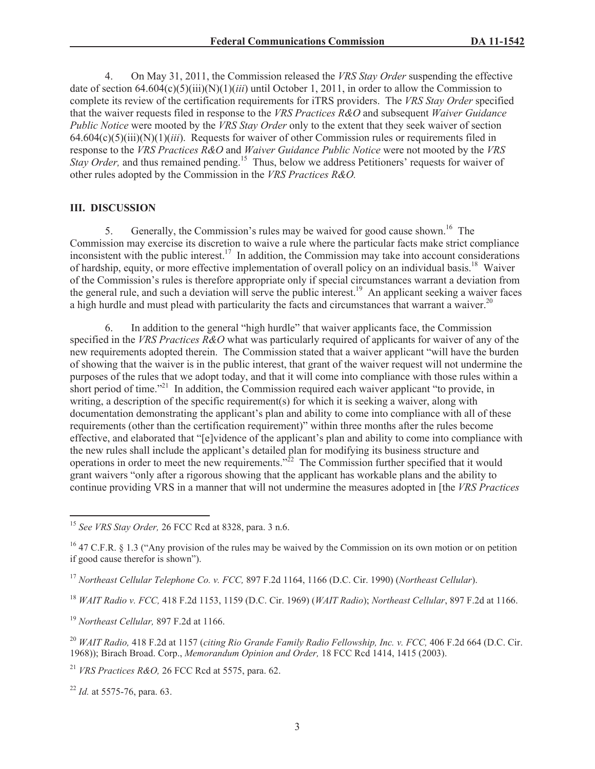4. On May 31, 2011, the Commission released the *VRS Stay Order* suspending the effective date of section 64.604(c)(5)(iii)(N)(1)(*iii*) until October 1, 2011, in order to allow the Commission to complete its review of the certification requirements for iTRS providers. The *VRS Stay Order* specified that the waiver requests filed in response to the *VRS Practices R&O* and subsequent *Waiver Guidance Public Notice* were mooted by the *VRS Stay Order* only to the extent that they seek waiver of section 64.604(c)(5)(iii)(N)(1)(*iii*). Requests for waiver of other Commission rules or requirements filed in response to the *VRS Practices R&O* and *Waiver Guidance Public Notice* were not mooted by the *VRS Stay Order,* and thus remained pending.[15] Thus, below we address Petitioners' requests for waiver of other rules adopted by the Commission in the *VRS Practices R&O.*

## III. DISCUSSION

5. Generally, the Commission's rules may be waived for good cause shown.[16] The Commission may exercise its discretion to waive a rule where the particular facts make strict compliance inconsistent with the public interest.[17] In addition, the Commission may take into account considerations of hardship, equity, or more effective implementation of overall policy on an individual basis.[18] Waiver of the Commission's rules is therefore appropriate only if special circumstances warrant a deviation from the general rule, and such a deviation will serve the public interest.[19] An applicant seeking a waiver faces a high hurdle and must plead with particularity the facts and circumstances that warrant a waiver.[20]

6. In addition to the general "high hurdle" that waiver applicants face, the Commission specified in the *VRS Practices R&O* what was particularly required of applicants for waiver of any of the new requirements adopted therein. The Commission stated that a waiver applicant "will have the burden of showing that the waiver is in the public interest, that grant of the waiver request will not undermine the purposes of the rules that we adopt today, and that it will come into compliance with those rules within a short period of time."[21] In addition, the Commission required each waiver applicant "to provide, in writing, a description of the specific requirement(s) for which it is seeking a waiver, along with documentation demonstrating the applicant's plan and ability to come into compliance with all of these requirements (other than the certification requirement)" within three months after the rules become effective, and elaborated that "[e]vidence of the applicant's plan and ability to come into compliance with the new rules shall include the applicant's detailed plan for modifying its business structure and operations in order to meet the new requirements."[22] The Commission further specified that it would grant waivers "only after a rigorous showing that the applicant has workable plans and the ability to continue providing VRS in a manner that will not undermine the measures adopted in [the *VRS Practices*

---

[15] *See VRS Stay Order,* 26 FCC Rcd at 8328, para. 3 n.6.

[16] 47 C.F.R. § 1.3 ("Any provision of the rules may be waived by the Commission on its own motion or on petition if good cause therefor is shown").

[17] *Northeast Cellular Telephone Co. v. FCC,* 897 F.2d 1164, 1166 (D.C. Cir. 1990) (*Northeast Cellular*).

[18] *WAIT Radio v. FCC,* 418 F.2d 1153, 1159 (D.C. Cir. 1969) (*WAIT Radio*); *Northeast Cellular*, 897 F.2d at 1166.

[19] *Northeast Cellular,* 897 F.2d at 1166.

[20] *WAIT Radio,* 418 F.2d at 1157 (*citing Rio Grande Family Radio Fellowship, Inc. v. FCC,* 406 F.2d 664 (D.C. Cir. 1968)); Birach Broad. Corp., *Memorandum Opinion and Order,* 18 FCC Rcd 1414, 1415 (2003).

[21] *VRS Practices R&O,* 26 FCC Rcd at 5575, para. 62.

[22] *Id.* at 5575-76, para. 63.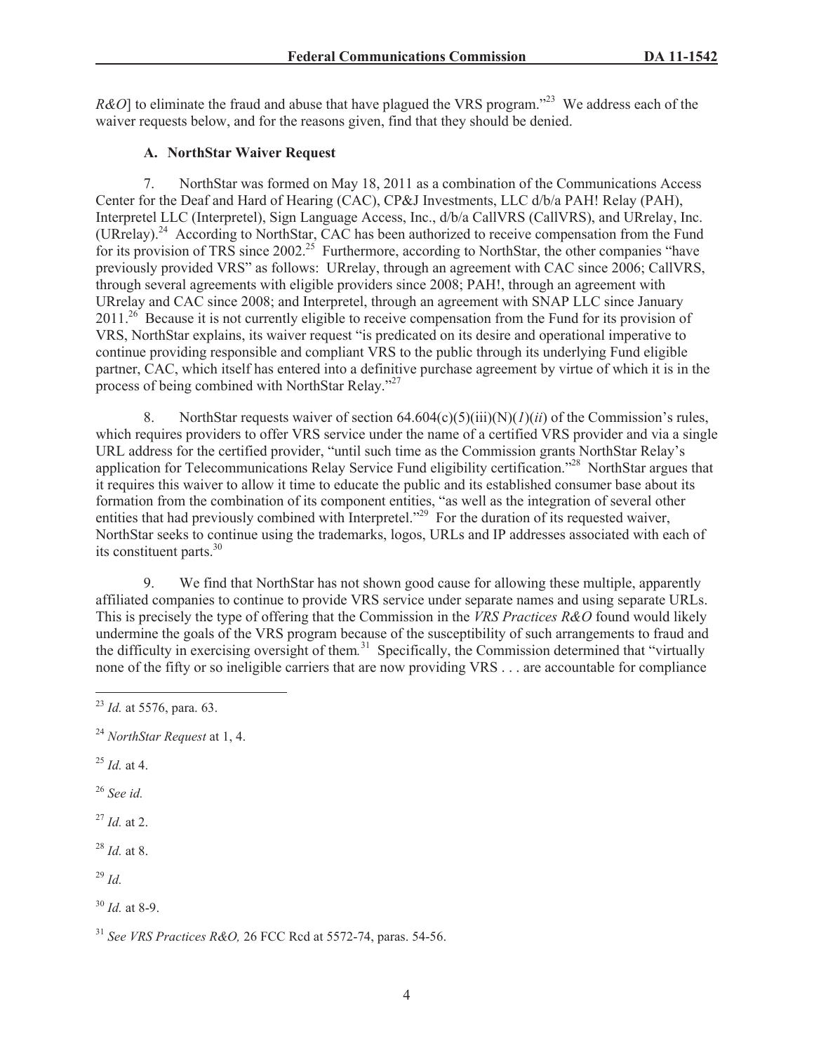*R&O*] to eliminate the fraud and abuse that have plagued the VRS program."[23] We address each of the waiver requests below, and for the reasons given, find that they should be denied.

### A. NorthStar Waiver Request

7. NorthStar was formed on May 18, 2011 as a combination of the Communications Access Center for the Deaf and Hard of Hearing (CAC), CP&J Investments, LLC d/b/a PAH! Relay (PAH), Interpretel LLC (Interpretel), Sign Language Access, Inc., d/b/a CallVRS (CallVRS), and URrelay, Inc. (URrelay).[24] According to NorthStar, CAC has been authorized to receive compensation from the Fund for its provision of TRS since 2002.[25] Furthermore, according to NorthStar, the other companies "have previously provided VRS" as follows: URrelay, through an agreement with CAC since 2006; CallVRS, through several agreements with eligible providers since 2008; PAH!, through an agreement with URrelay and CAC since 2008; and Interpretel, through an agreement with SNAP LLC since January 2011.[26] Because it is not currently eligible to receive compensation from the Fund for its provision of VRS, NorthStar explains, its waiver request "is predicated on its desire and operational imperative to continue providing responsible and compliant VRS to the public through its underlying Fund eligible partner, CAC, which itself has entered into a definitive purchase agreement by virtue of which it is in the process of being combined with NorthStar Relay."[27]

8. NorthStar requests waiver of section 64.604(c)(5)(iii)(N)(*1*)(*ii*) of the Commission's rules, which requires providers to offer VRS service under the name of a certified VRS provider and via a single URL address for the certified provider, "until such time as the Commission grants NorthStar Relay's application for Telecommunications Relay Service Fund eligibility certification."[28] NorthStar argues that it requires this waiver to allow it time to educate the public and its established consumer base about its formation from the combination of its component entities, "as well as the integration of several other entities that had previously combined with Interpretel."[29] For the duration of its requested waiver, NorthStar seeks to continue using the trademarks, logos, URLs and IP addresses associated with each of its constituent parts.[30]

9. We find that NorthStar has not shown good cause for allowing these multiple, apparently affiliated companies to continue to provide VRS service under separate names and using separate URLs. This is precisely the type of offering that the Commission in the *VRS Practices R&O* found would likely undermine the goals of the VRS program because of the susceptibility of such arrangements to fraud and the difficulty in exercising oversight of them.[31] Specifically, the Commission determined that "virtually none of the fifty or so ineligible carriers that are now providing VRS . . . are accountable for compliance

---

[23] *Id.* at 5576, para. 63.

[24] *NorthStar Request* at 1, 4.

[25] *Id.* at 4.

[26] *See id.*

[27] *Id.* at 2.

[28] *Id.* at 8.

[29] *Id.*

[30] *Id.* at 8-9.

[31] *See VRS Practices R&O,* 26 FCC Rcd at 5572-74, paras. 54-56.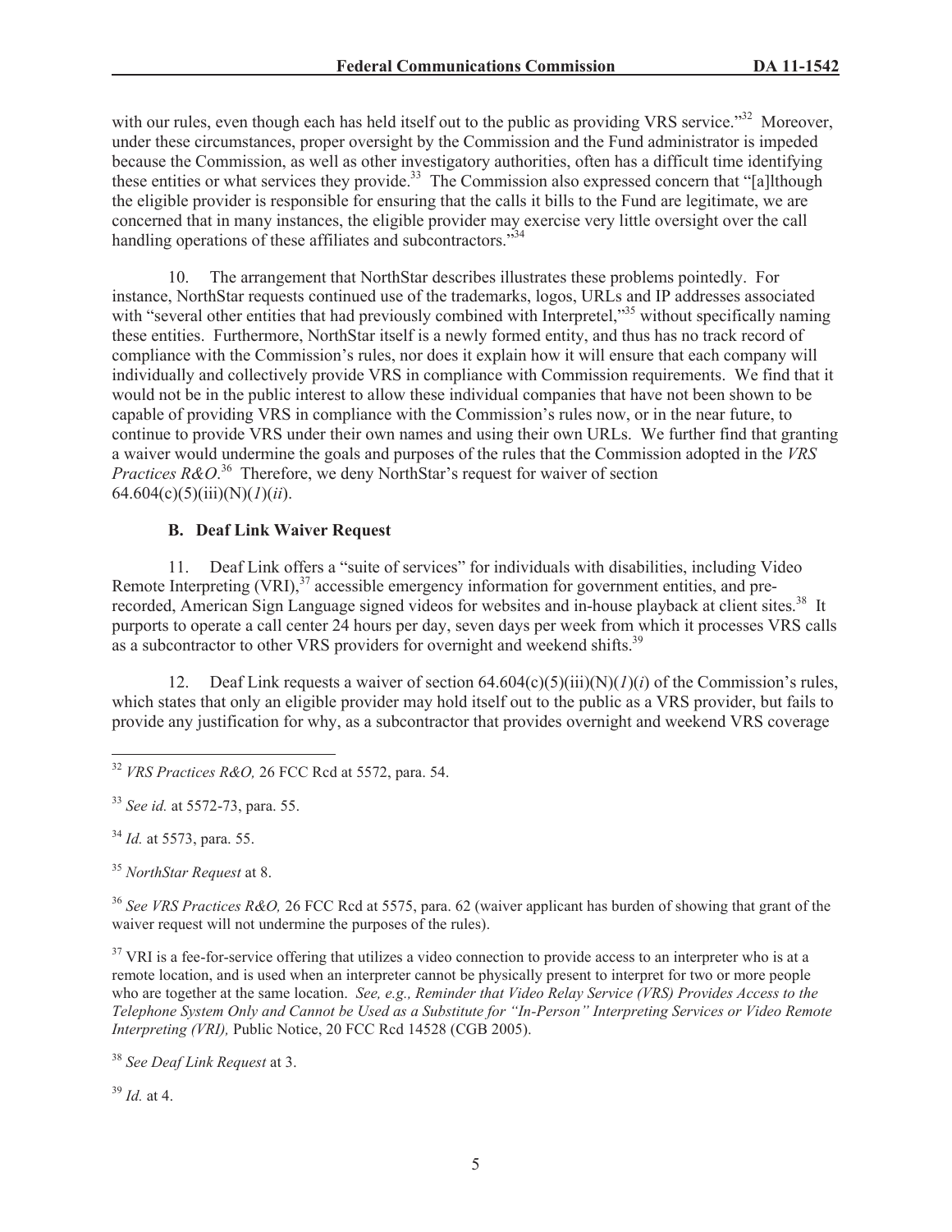with our rules, even though each has held itself out to the public as providing VRS service."[32] Moreover, under these circumstances, proper oversight by the Commission and the Fund administrator is impeded because the Commission, as well as other investigatory authorities, often has a difficult time identifying these entities or what services they provide.[33] The Commission also expressed concern that "[a]lthough the eligible provider is responsible for ensuring that the calls it bills to the Fund are legitimate, we are concerned that in many instances, the eligible provider may exercise very little oversight over the call handling operations of these affiliates and subcontractors."[34]

10. The arrangement that NorthStar describes illustrates these problems pointedly. For instance, NorthStar requests continued use of the trademarks, logos, URLs and IP addresses associated with "several other entities that had previously combined with Interpretel,"[35] without specifically naming these entities. Furthermore, NorthStar itself is a newly formed entity, and thus has no track record of compliance with the Commission's rules, nor does it explain how it will ensure that each company will individually and collectively provide VRS in compliance with Commission requirements. We find that it would not be in the public interest to allow these individual companies that have not been shown to be capable of providing VRS in compliance with the Commission's rules now, or in the near future, to continue to provide VRS under their own names and using their own URLs. We further find that granting a waiver would undermine the goals and purposes of the rules that the Commission adopted in the *VRS Practices R&O*.[36] Therefore, we deny NorthStar's request for waiver of section 64.604(c)(5)(iii)(N)(*1*)(*ii*).

### B. Deaf Link Waiver Request

11. Deaf Link offers a "suite of services" for individuals with disabilities, including Video Remote Interpreting (VRI),[37] accessible emergency information for government entities, and pre-recorded, American Sign Language signed videos for websites and in-house playback at client sites.[38] It purports to operate a call center 24 hours per day, seven days per week from which it processes VRS calls as a subcontractor to other VRS providers for overnight and weekend shifts.[39]

12. Deaf Link requests a waiver of section 64.604(c)(5)(iii)(N)(*1*)(*i*) of the Commission's rules, which states that only an eligible provider may hold itself out to the public as a VRS provider, but fails to provide any justification for why, as a subcontractor that provides overnight and weekend VRS coverage

---

[32] *VRS Practices R&O,* 26 FCC Rcd at 5572, para. 54.

[33] *See id.* at 5572-73, para. 55.

[34] *Id.* at 5573, para. 55.

[35] *NorthStar Request* at 8.

[36] *See VRS Practices R&O,* 26 FCC Rcd at 5575, para. 62 (waiver applicant has burden of showing that grant of the waiver request will not undermine the purposes of the rules).

[37] VRI is a fee-for-service offering that utilizes a video connection to provide access to an interpreter who is at a remote location, and is used when an interpreter cannot be physically present to interpret for two or more people who are together at the same location. *See, e.g., Reminder that Video Relay Service (VRS) Provides Access to the Telephone System Only and Cannot be Used as a Substitute for "In-Person" Interpreting Services or Video Remote Interpreting (VRI),* Public Notice, 20 FCC Rcd 14528 (CGB 2005).

[38] *See Deaf Link Request* at 3.

[39] *Id.* at 4.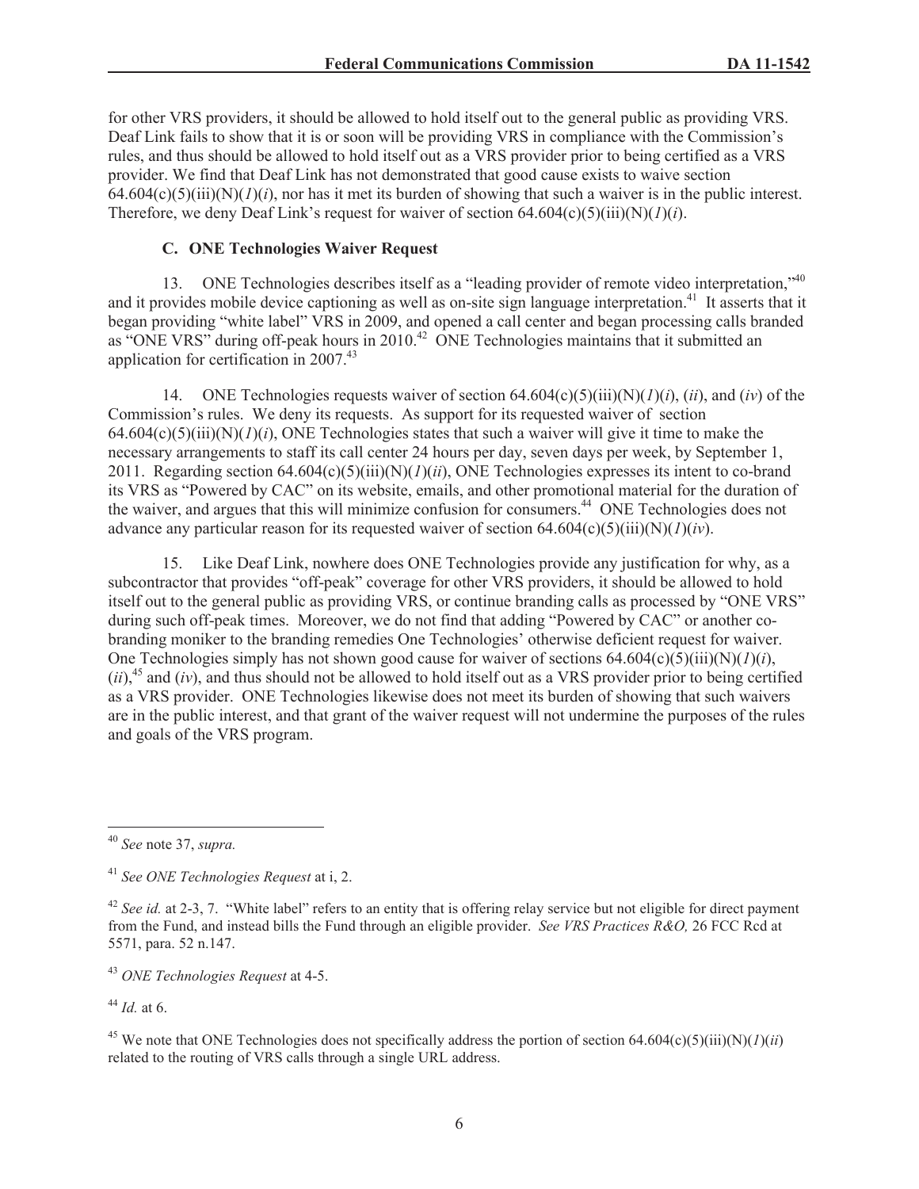for other VRS providers, it should be allowed to hold itself out to the general public as providing VRS. Deaf Link fails to show that it is or soon will be providing VRS in compliance with the Commission's rules, and thus should be allowed to hold itself out as a VRS provider prior to being certified as a VRS provider. We find that Deaf Link has not demonstrated that good cause exists to waive section 64.604(c)(5)(iii)(N)(*1*)(*i*), nor has it met its burden of showing that such a waiver is in the public interest. Therefore, we deny Deaf Link's request for waiver of section 64.604(c)(5)(iii)(N)(*1*)(*i*).

### C. ONE Technologies Waiver Request

13. ONE Technologies describes itself as a "leading provider of remote video interpretation,"[40] and it provides mobile device captioning as well as on-site sign language interpretation.[41] It asserts that it began providing "white label" VRS in 2009, and opened a call center and began processing calls branded as "ONE VRS" during off-peak hours in 2010.[42] ONE Technologies maintains that it submitted an application for certification in 2007.[43]

14. ONE Technologies requests waiver of section 64.604(c)(5)(iii)(N)(*1*)(*i*), (*ii*), and (*iv*) of the Commission's rules. We deny its requests. As support for its requested waiver of section 64.604(c)(5)(iii)(N)(*1*)(*i*), ONE Technologies states that such a waiver will give it time to make the necessary arrangements to staff its call center 24 hours per day, seven days per week, by September 1, 2011. Regarding section 64.604(c)(5)(iii)(N)(*1*)(*ii*), ONE Technologies expresses its intent to co-brand its VRS as "Powered by CAC" on its website, emails, and other promotional material for the duration of the waiver, and argues that this will minimize confusion for consumers.[44] ONE Technologies does not advance any particular reason for its requested waiver of section 64.604(c)(5)(iii)(N)(*1*)(*iv*).

15. Like Deaf Link, nowhere does ONE Technologies provide any justification for why, as a subcontractor that provides "off-peak" coverage for other VRS providers, it should be allowed to hold itself out to the general public as providing VRS, or continue branding calls as processed by "ONE VRS" during such off-peak times. Moreover, we do not find that adding "Powered by CAC" or another co-branding moniker to the branding remedies One Technologies' otherwise deficient request for waiver. One Technologies simply has not shown good cause for waiver of sections 64.604(c)(5)(iii)(N)(*1*)(*i*), (*ii*),[45] and (*iv*), and thus should not be allowed to hold itself out as a VRS provider prior to being certified as a VRS provider. ONE Technologies likewise does not meet its burden of showing that such waivers are in the public interest, and that grant of the waiver request will not undermine the purposes of the rules and goals of the VRS program.

---

[40] *See* note 37, *supra.*

[41] *See ONE Technologies Request* at i, 2.

[42] *See id.* at 2-3, 7. "White label" refers to an entity that is offering relay service but not eligible for direct payment from the Fund, and instead bills the Fund through an eligible provider. *See VRS Practices R&O,* 26 FCC Rcd at 5571, para. 52 n.147.

[43] *ONE Technologies Request* at 4-5.

[44] *Id.* at 6.

[45] We note that ONE Technologies does not specifically address the portion of section 64.604(c)(5)(iii)(N)(*1*)(*ii*) related to the routing of VRS calls through a single URL address.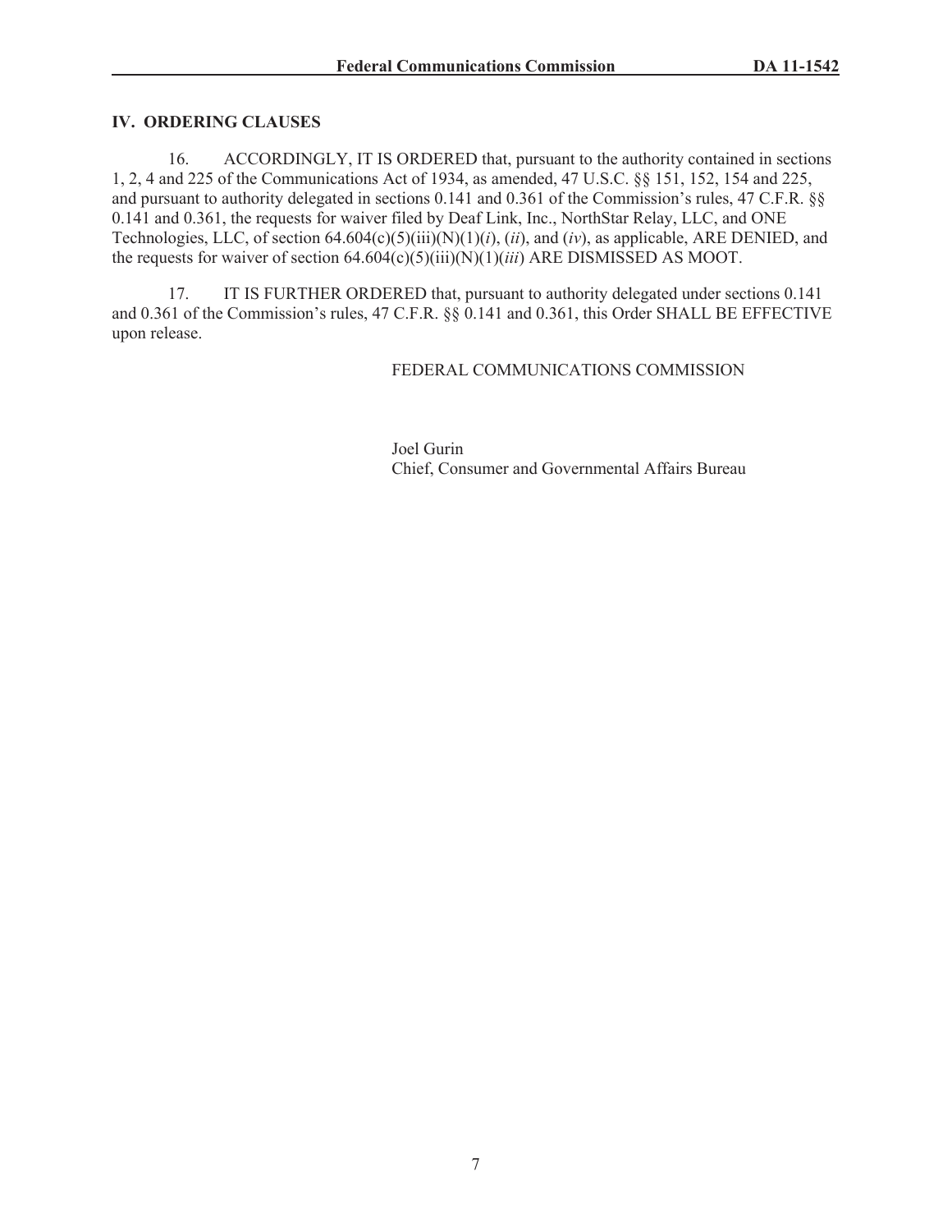## IV. ORDERING CLAUSES

16. ACCORDINGLY, IT IS ORDERED that, pursuant to the authority contained in sections 1, 2, 4 and 225 of the Communications Act of 1934, as amended, 47 U.S.C. §§ 151, 152, 154 and 225, and pursuant to authority delegated in sections 0.141 and 0.361 of the Commission's rules, 47 C.F.R. §§ 0.141 and 0.361, the requests for waiver filed by Deaf Link, Inc., NorthStar Relay, LLC, and ONE Technologies, LLC, of section 64.604(c)(5)(iii)(N)(1)(*i*), (*ii*), and (*iv*), as applicable, ARE DENIED, and the requests for waiver of section 64.604(c)(5)(iii)(N)(1)(*iii*) ARE DISMISSED AS MOOT.

17. IT IS FURTHER ORDERED that, pursuant to authority delegated under sections 0.141 and 0.361 of the Commission's rules, 47 C.F.R. §§ 0.141 and 0.361, this Order SHALL BE EFFECTIVE upon release.

FEDERAL COMMUNICATIONS COMMISSION

Joel Gurin
Chief, Consumer and Governmental Affairs Bureau